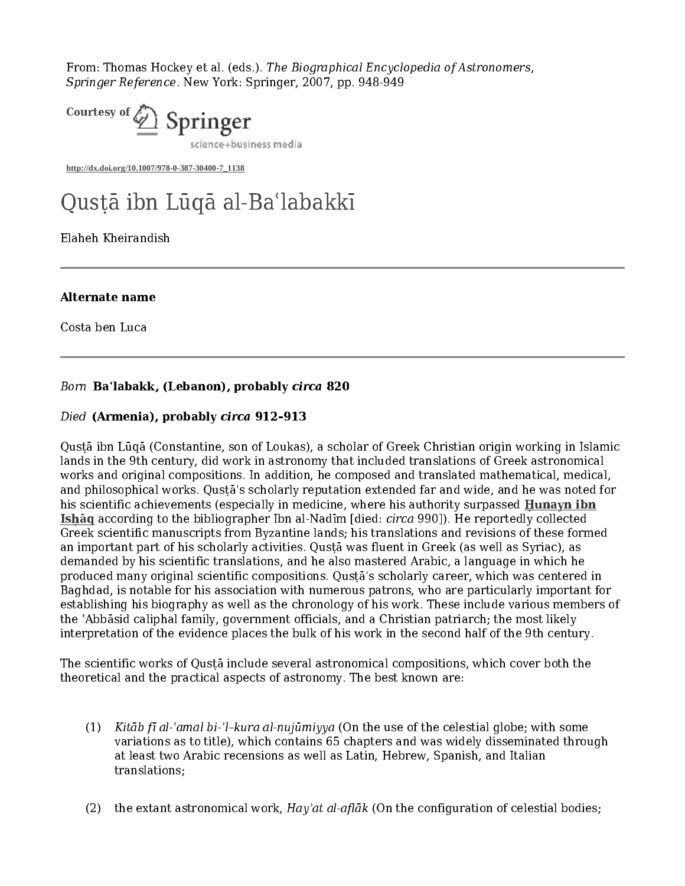From: Thomas Hockey et al. (eds.). *The Biographical Encyclopedia of Astronomers, Springer Reference*. New York: Springer, 2007, pp. 948-949

Courtesy of Springer science+business media

http://dx.doi.org/10.1007/978-0-387-30400-7_1138

# Qusṭā ibn Lūqā al-Baʿlabakkī

Elaheh Kheirandish

---

**Alternate name**

Costa ben Luca

---

*Born* **Baʿlabakk, (Lebanon), probably *circa* 820**

*Died* **(Armenia), probably *circa* 912-913**

Qusṭā ibn Lūqā (Constantine, son of Loukas), a scholar of Greek Christian origin working in Islamic lands in the 9th century, did work in astronomy that included translations of Greek astronomical works and original compositions. In addition, he composed and translated mathematical, medical, and philosophical works. Qusṭā's scholarly reputation extended far and wide, and he was noted for his scientific achievements (especially in medicine, where his authority surpassed **Ḥunayn ibn Isḥāq** according to the bibliographer Ibn al-Nadīm [died: *circa* 990]). He reportedly collected Greek scientific manuscripts from Byzantine lands; his translations and revisions of these formed an important part of his scholarly activities. Qusṭā was fluent in Greek (as well as Syriac), as demanded by his scientific translations, and he also mastered Arabic, a language in which he produced many original scientific compositions. Qusṭā's scholarly career, which was centered in Baghdad, is notable for his association with numerous patrons, who are particularly important for establishing his biography as well as the chronology of his work. These include various members of the ʿAbbāsid caliphal family, government officials, and a Christian patriarch; the most likely interpretation of the evidence places the bulk of his work in the second half of the 9th century.

The scientific works of Qusṭā include several astronomical compositions, which cover both the theoretical and the practical aspects of astronomy. The best known are:

(1) *Kitāb fī al-ʿamal bi-'l-kura al-nujūmiyya* (On the use of the celestial globe; with some variations as to title), which contains 65 chapters and was widely disseminated through at least two Arabic recensions as well as Latin, Hebrew, Spanish, and Italian translations;

(2) the extant astronomical work, *Hay'at al-aflāk* (On the configuration of celestial bodies;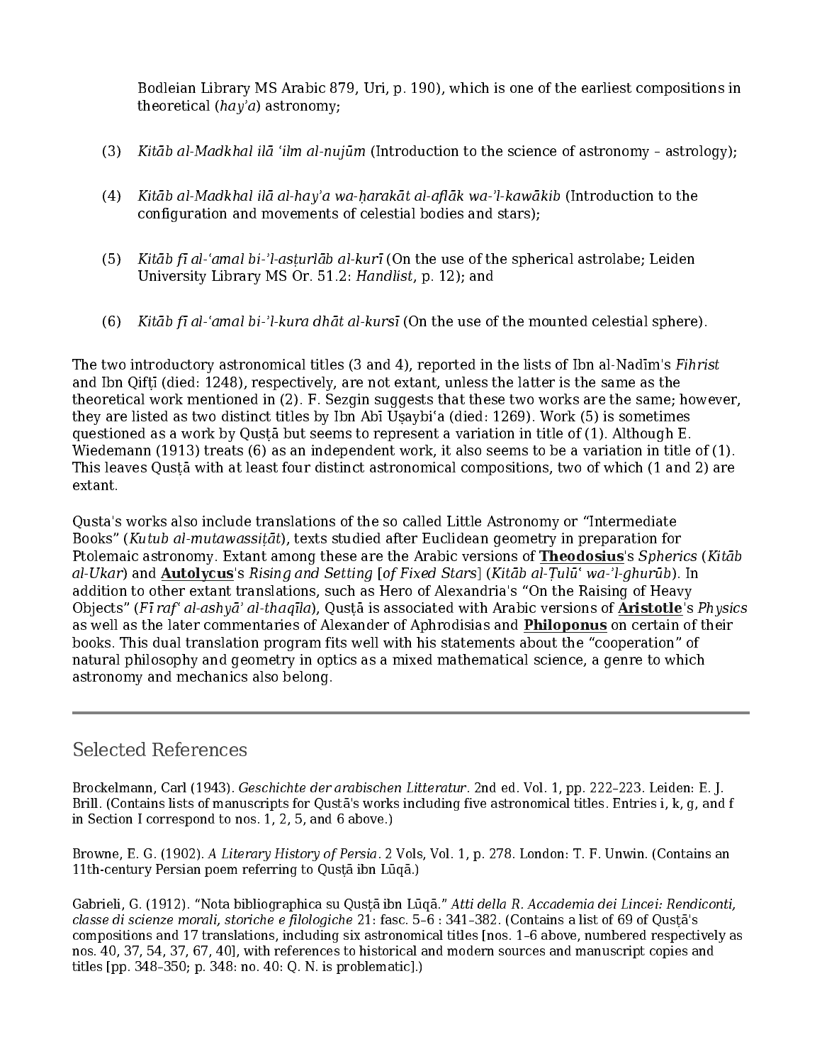Bodleian Library MS Arabic 879, Uri, p. 190), which is one of the earliest compositions in theoretical (*hay'a*) astronomy;

(3) *Kitāb al-Madkhal ilā ʿilm al-nujūm* (Introduction to the science of astronomy – astrology);

(4) *Kitāb al-Madkhal ilā al-hay'a wa-ḥarakāt al-aflāk wa-'l-kawākib* (Introduction to the configuration and movements of celestial bodies and stars);

(5) *Kitāb fī al-ʿamal bi-'l-asṭurlāb al-kurī* (On the use of the spherical astrolabe; Leiden University Library MS Or. 51.2: *Handlist*, p. 12); and

(6) *Kitāb fī al-ʿamal bi-'l-kura dhāt al-kursī* (On the use of the mounted celestial sphere).

The two introductory astronomical titles (3 and 4), reported in the lists of Ibn al-Nadīm's *Fihrist* and Ibn Qifṭī (died: 1248), respectively, are not extant, unless the latter is the same as the theoretical work mentioned in (2). F. Sezgin suggests that these two works are the same; however, they are listed as two distinct titles by Ibn Abī Uṣaybiʿa (died: 1269). Work (5) is sometimes questioned as a work by Qusṭā but seems to represent a variation in title of (1). Although E. Wiedemann (1913) treats (6) as an independent work, it also seems to be a variation in title of (1). This leaves Qusṭā with at least four distinct astronomical compositions, two of which (1 and 2) are extant.

Qusta's works also include translations of the so called Little Astronomy or "Intermediate Books" (*Kutub al-mutawassiṭāt*), texts studied after Euclidean geometry in preparation for Ptolemaic astronomy. Extant among these are the Arabic versions of **Theodosius**'s *Spherics* (*Kitāb al-Ukar*) and **Autolycus**'s *Rising and Setting* [*of Fixed Stars*] (*Kitāb al-Ṭulūʿ wa-'l-ghurūb*). In addition to other extant translations, such as Hero of Alexandria's "On the Raising of Heavy Objects" (*Fī rafʿ al-ashyā' al-thaqīla*), Qusṭā is associated with Arabic versions of **Aristotle**'s *Physics* as well as the later commentaries of Alexander of Aphrodisias and **Philoponus** on certain of their books. This dual translation program fits well with his statements about the "cooperation" of natural philosophy and geometry in optics as a mixed mathematical science, a genre to which astronomy and mechanics also belong.

---

## Selected References

Brockelmann, Carl (1943). *Geschichte der arabischen Litteratur*. 2nd ed. Vol. 1, pp. 222–223. Leiden: E. J. Brill. (Contains lists of manuscripts for Qustā's works including five astronomical titles. Entries i, k, g, and f in Section I correspond to nos. 1, 2, 5, and 6 above.)

Browne, E. G. (1902). *A Literary History of Persia*. 2 Vols, Vol. 1, p. 278. London: T. F. Unwin. (Contains an 11th-century Persian poem referring to Qusṭā ibn Lūqā.)

Gabrieli, G. (1912). "Nota bibliographica su Qusṭā ibn Lūqā." *Atti della R. Accademia dei Lincei: Rendiconti, classe di scienze morali, storiche e filologiche* 21: fasc. 5–6 : 341–382. (Contains a list of 69 of Qusṭā's compositions and 17 translations, including six astronomical titles [nos. 1–6 above, numbered respectively as nos. 40, 37, 54, 37, 67, 40], with references to historical and modern sources and manuscript copies and titles [pp. 348–350; p. 348: no. 40: Q. N. is problematic].)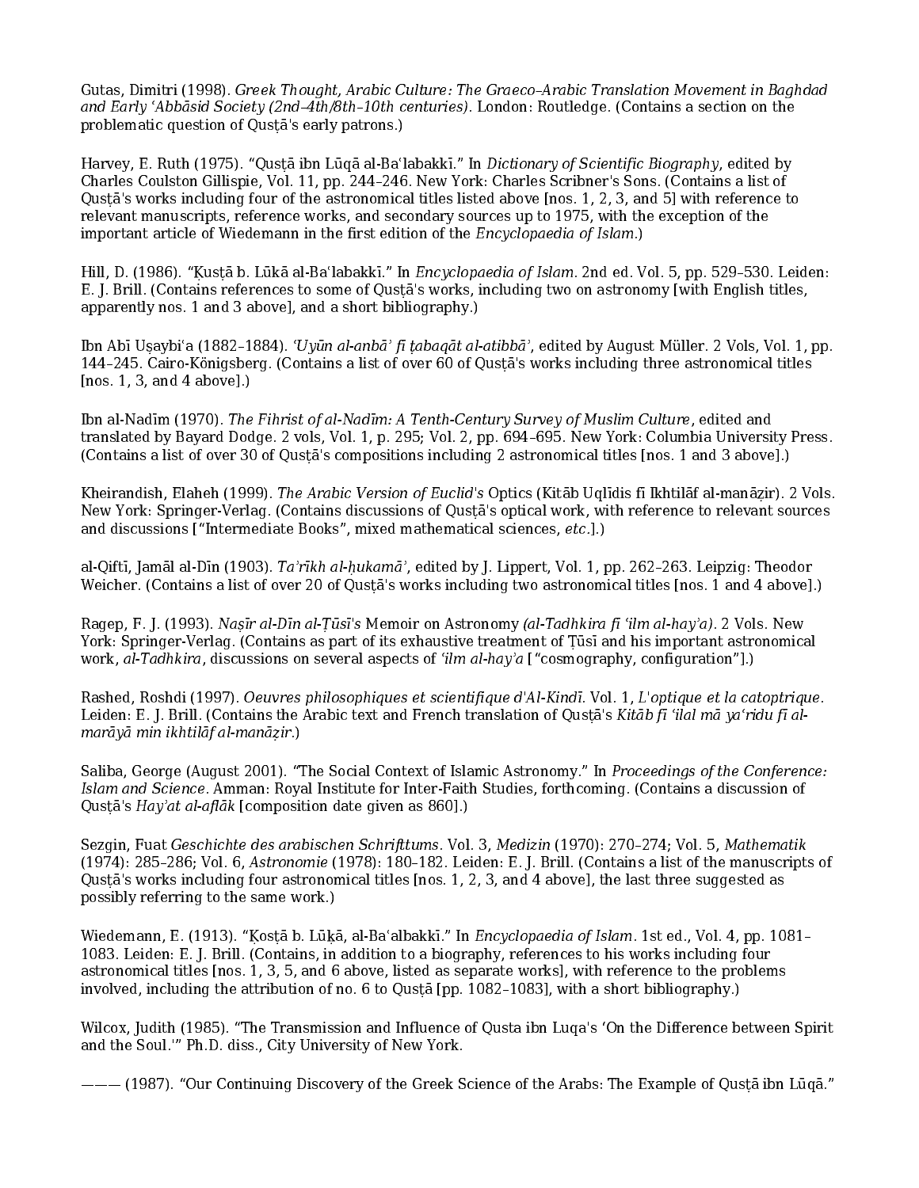Gutas, Dimitri (1998). *Greek Thought, Arabic Culture: The Graeco–Arabic Translation Movement in Baghdad and Early ʿAbbāsid Society (2nd–4th/8th–10th centuries)*. London: Routledge. (Contains a section on the problematic question of Qusṭā's early patrons.)

Harvey, E. Ruth (1975). "Qusṭā ibn Lūqā al-Baʿlabakkī." In *Dictionary of Scientific Biography*, edited by Charles Coulston Gillispie, Vol. 11, pp. 244–246. New York: Charles Scribner's Sons. (Contains a list of Qusṭā's works including four of the astronomical titles listed above [nos. 1, 2, 3, and 5] with reference to relevant manuscripts, reference works, and secondary sources up to 1975, with the exception of the important article of Wiedemann in the first edition of the *Encyclopaedia of Islam*.)

Hill, D. (1986). "Ḳusṭā b. Lūḳā al-Baʿlabakkī." In *Encyclopaedia of Islam*. 2nd ed. Vol. 5, pp. 529–530. Leiden: E. J. Brill. (Contains references to some of Qusṭā's works, including two on astronomy [with English titles, apparently nos. 1 and 3 above], and a short bibliography.)

Ibn Abī Uṣaybiʿa (1882–1884). *ʿUyūn al-anbāʾ fī ṭabaqāt al-atibbāʾ*, edited by August Müller. 2 Vols, Vol. 1, pp. 144–245. Cairo-Königsberg. (Contains a list of over 60 of Qusṭā's works including three astronomical titles [nos. 1, 3, and 4 above].)

Ibn al-Nadīm (1970). *The Fihrist of al-Nadīm: A Tenth-Century Survey of Muslim Culture*, edited and translated by Bayard Dodge. 2 vols, Vol. 1, p. 295; Vol. 2, pp. 694–695. New York: Columbia University Press. (Contains a list of over 30 of Qusṭā's compositions including 2 astronomical titles [nos. 1 and 3 above].)

Kheirandish, Elaheh (1999). *The Arabic Version of Euclid's* Optics (Kitāb Uqlīdis fī Ikhtilāf al-manāẓir). 2 Vols. New York: Springer-Verlag. (Contains discussions of Qusṭā's optical work, with reference to relevant sources and discussions ["Intermediate Books", mixed mathematical sciences, *etc*.].)

al-Qifṭī, Jamāl al-Dīn (1903). *Taʾrīkh al-ḥukamāʾ*, edited by J. Lippert, Vol. 1, pp. 262–263. Leipzig: Theodor Weicher. (Contains a list of over 20 of Qusṭā's works including two astronomical titles [nos. 1 and 4 above].)

Ragep, F. J. (1993). *Naṣīr al-Dīn al-Ṭūsī's* Memoir on Astronomy *(al-Tadhkira fī ʿilm al-hayʾa)*. 2 Vols. New York: Springer-Verlag. (Contains as part of its exhaustive treatment of Ṭūsī and his important astronomical work, *al-Tadhkira*, discussions on several aspects of *ʿilm al-hayʾa* ["cosmography, configuration"].)

Rashed, Roshdi (1997). *Oeuvres philosophiques et scientifique d'Al-Kindī*. Vol. 1, *L'optique et la catoptrique*. Leiden: E. J. Brill. (Contains the Arabic text and French translation of Qusṭā's *Kitāb fī ʿilal mā yaʿridu fī al-marāyā min ikhtilāf al-manāẓir*.)

Saliba, George (August 2001). "The Social Context of Islamic Astronomy." In *Proceedings of the Conference: Islam and Science*. Amman: Royal Institute for Inter-Faith Studies, forthcoming. (Contains a discussion of Qusṭā's *Hayʾat al-aflāk* [composition date given as 860].)

Sezgin, Fuat *Geschichte des arabischen Schrifttums*. Vol. 3, *Medizin* (1970): 270–274; Vol. 5, *Mathematik* (1974): 285–286; Vol. 6, *Astronomie* (1978): 180–182. Leiden: E. J. Brill. (Contains a list of the manuscripts of Qusṭā's works including four astronomical titles [nos. 1, 2, 3, and 4 above], the last three suggested as possibly referring to the same work.)

Wiedemann, E. (1913). "Ḳosṭā b. Lūḳā, al-Baʿalbakkī." In *Encyclopaedia of Islam*. 1st ed., Vol. 4, pp. 1081–1083. Leiden: E. J. Brill. (Contains, in addition to a biography, references to his works including four astronomical titles [nos. 1, 3, 5, and 6 above, listed as separate works], with reference to the problems involved, including the attribution of no. 6 to Qusṭā [pp. 1082–1083], with a short bibliography.)

Wilcox, Judith (1985). "The Transmission and Influence of Qusta ibn Luqa's 'On the Difference between Spirit and the Soul.'" Ph.D. diss., City University of New York.

——— (1987). "Our Continuing Discovery of the Greek Science of the Arabs: The Example of Qusṭā ibn Lūqā."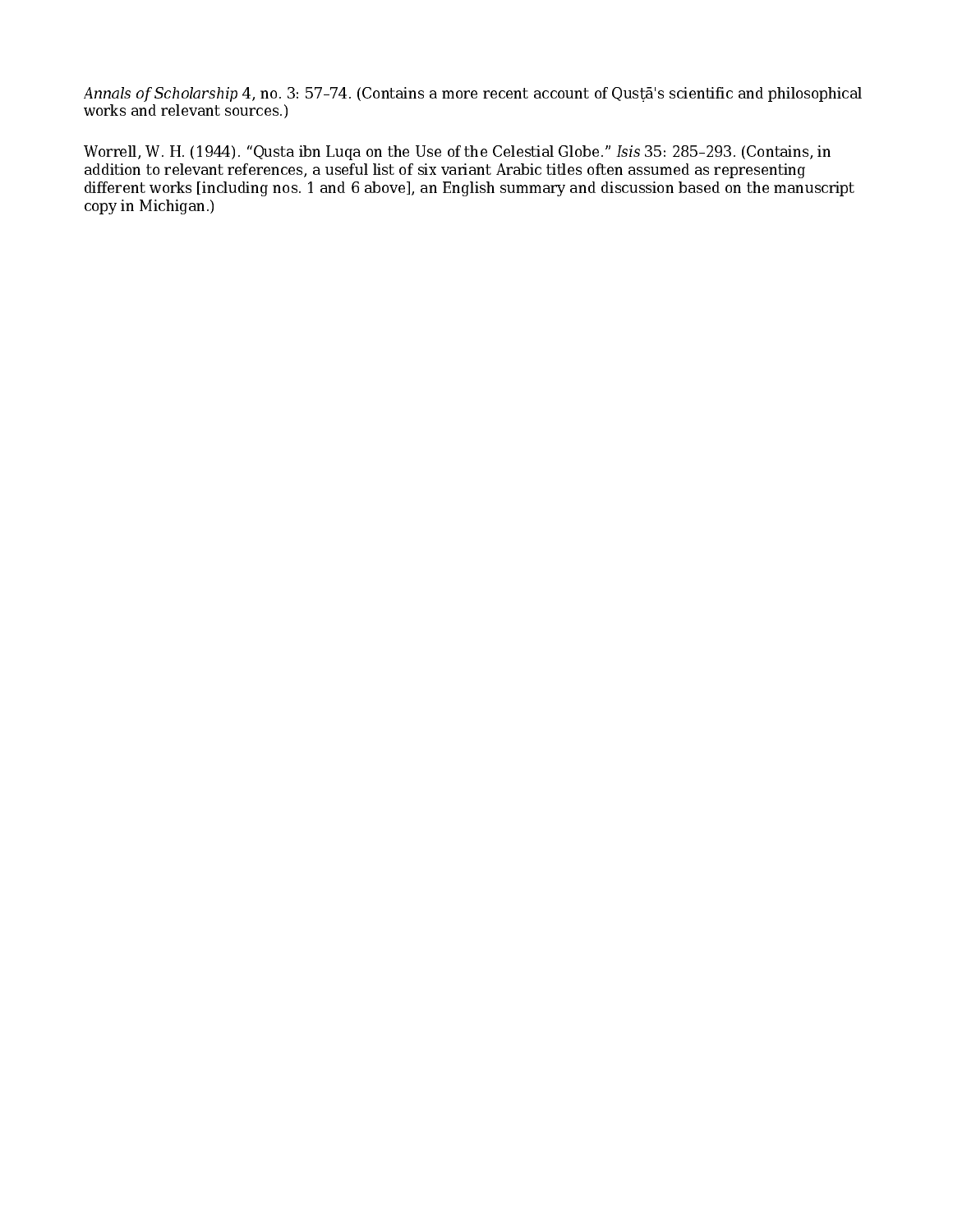*Annals of Scholarship* 4, no. 3: 57–74. (Contains a more recent account of Qusṭā's scientific and philosophical works and relevant sources.)

Worrell, W. H. (1944). “Qusta ibn Luqa on the Use of the Celestial Globe.” *Isis* 35: 285–293. (Contains, in addition to relevant references, a useful list of six variant Arabic titles often assumed as representing different works [including nos. 1 and 6 above], an English summary and discussion based on the manuscript copy in Michigan.)